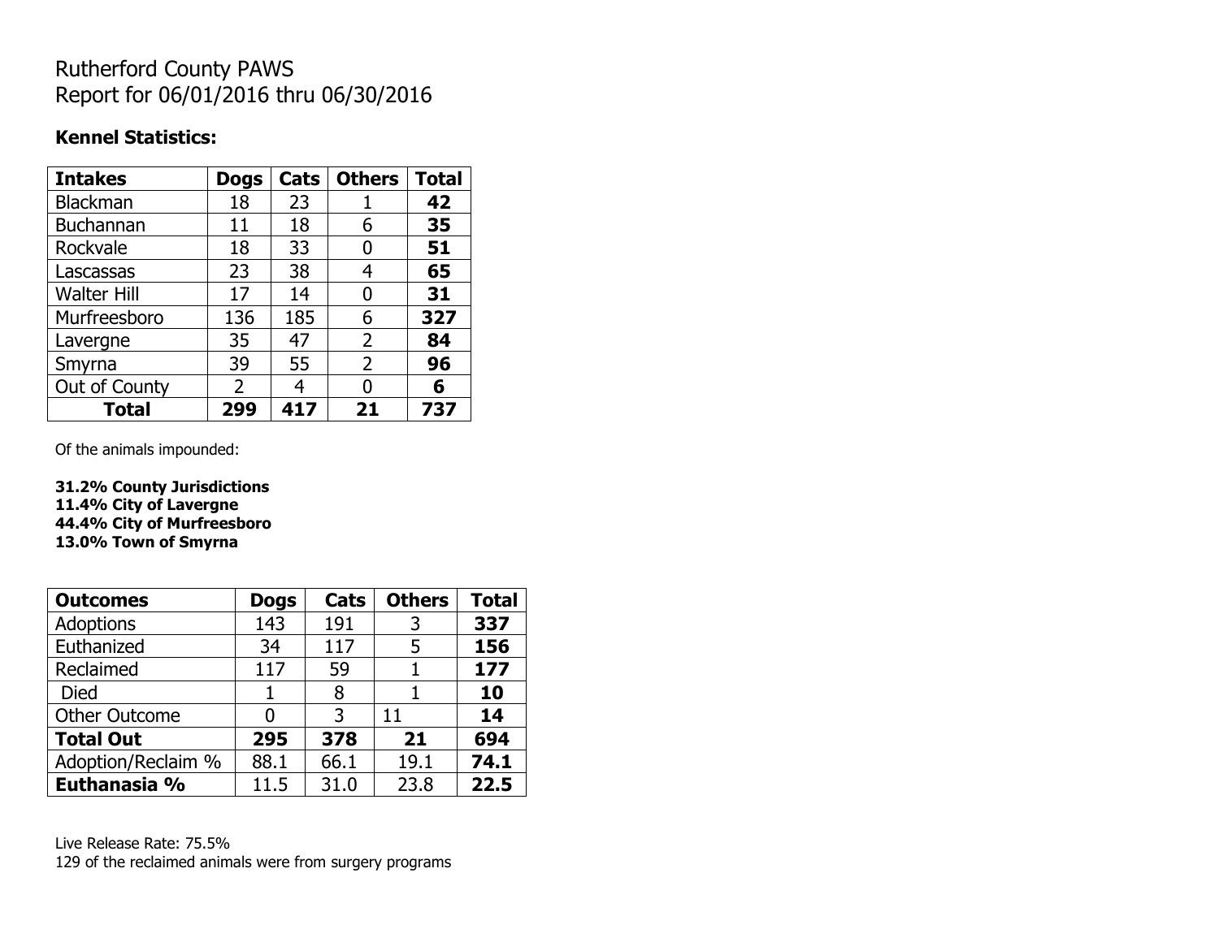# Rutherford County PAWS
# Report for 06/01/2016 thru 06/30/2016

**Kennel Statistics:**

| **Intakes** | **Dogs** | **Cats** | **Others** | **Total** |
|---|---|---|---|---|
| Blackman | 18 | 23 | 1 | **42** |
| Buchannan | 11 | 18 | 6 | **35** |
| Rockvale | 18 | 33 | 0 | **51** |
| Lascassas | 23 | 38 | 4 | **65** |
| Walter Hill | 17 | 14 | 0 | **31** |
| Murfreesboro | 136 | 185 | 6 | **327** |
| Lavergne | 35 | 47 | 2 | **84** |
| Smyrna | 39 | 55 | 2 | **96** |
| Out of County | 2 | 4 | 0 | **6** |
| **Total** | **299** | **417** | **21** | **737** |

Of the animals impounded:

**31.2% County Jurisdictions**
**11.4% City of Lavergne**
**44.4% City of Murfreesboro**
**13.0% Town of Smyrna**

| **Outcomes** | **Dogs** | **Cats** | **Others** | **Total** |
|---|---|---|---|---|
| Adoptions | 143 | 191 | 3 | **337** |
| Euthanized | 34 | 117 | 5 | **156** |
| Reclaimed | 117 | 59 | 1 | **177** |
| Died | 1 | 8 | 1 | **10** |
| Other Outcome | 0 | 3 | 11 | **14** |
| **Total Out** | **295** | **378** | **21** | **694** |
| Adoption/Reclaim % | 88.1 | 66.1 | 19.1 | **74.1** |
| **Euthanasia %** | 11.5 | 31.0 | 23.8 | **22.5** |

Live Release Rate: 75.5%
129 of the reclaimed animals were from surgery programs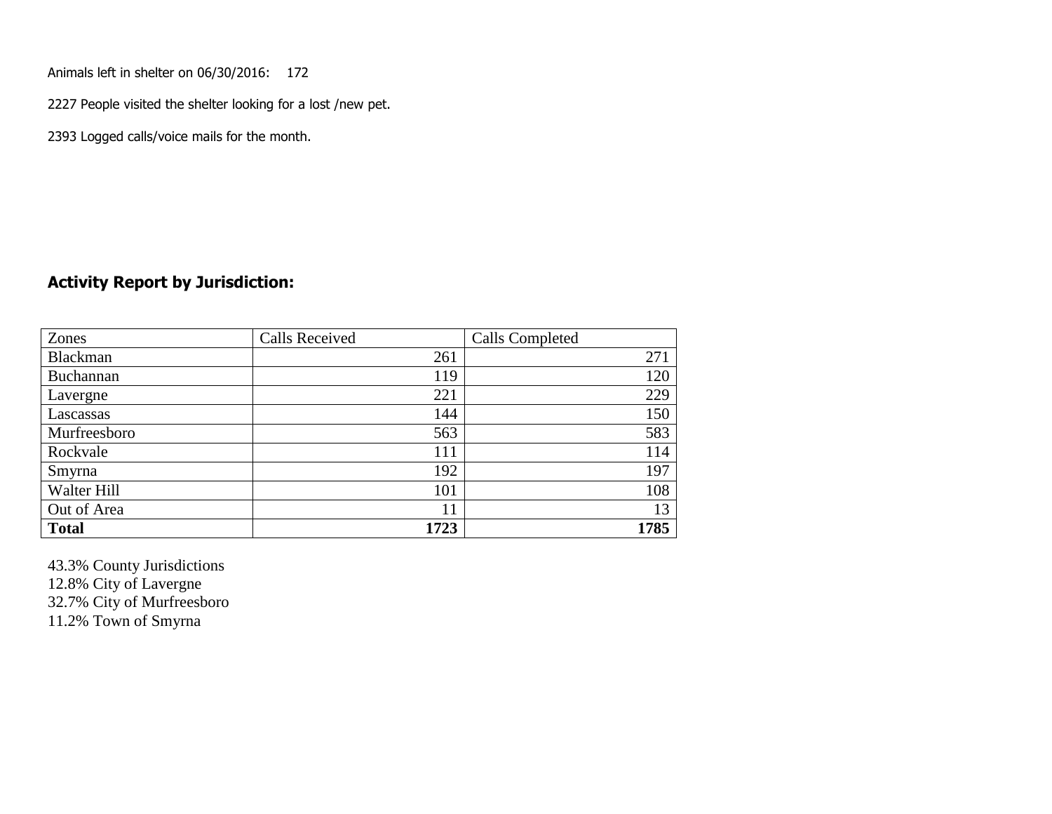Animals left in shelter on 06/30/2016: 172

2227 People visited the shelter looking for a lost /new pet.

2393 Logged calls/voice mails for the month.

## Activity Report by Jurisdiction:

| Zones | Calls Received | Calls Completed |
|---|---|---|
| Blackman | 261 | 271 |
| Buchannan | 119 | 120 |
| Lavergne | 221 | 229 |
| Lascassas | 144 | 150 |
| Murfreesboro | 563 | 583 |
| Rockvale | 111 | 114 |
| Smyrna | 192 | 197 |
| Walter Hill | 101 | 108 |
| Out of Area | 11 | 13 |
| **Total** | **1723** | **1785** |

43.3% County Jurisdictions
12.8% City of Lavergne
32.7% City of Murfreesboro
11.2% Town of Smyrna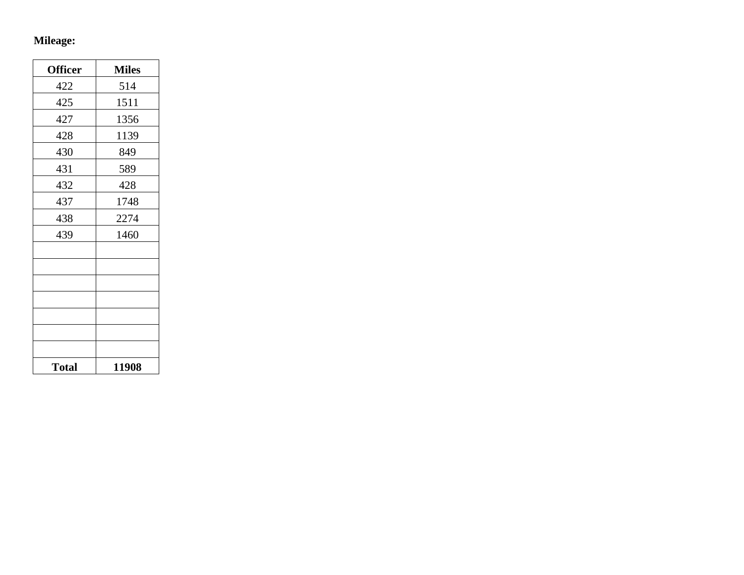**Mileage:**

| Officer | Miles |
| --- | --- |
| 422 | 514 |
| 425 | 1511 |
| 427 | 1356 |
| 428 | 1139 |
| 430 | 849 |
| 431 | 589 |
| 432 | 428 |
| 437 | 1748 |
| 438 | 2274 |
| 439 | 1460 |
| | |
| | |
| | |
| | |
| | |
| | |
| | |
| **Total** | **11908** |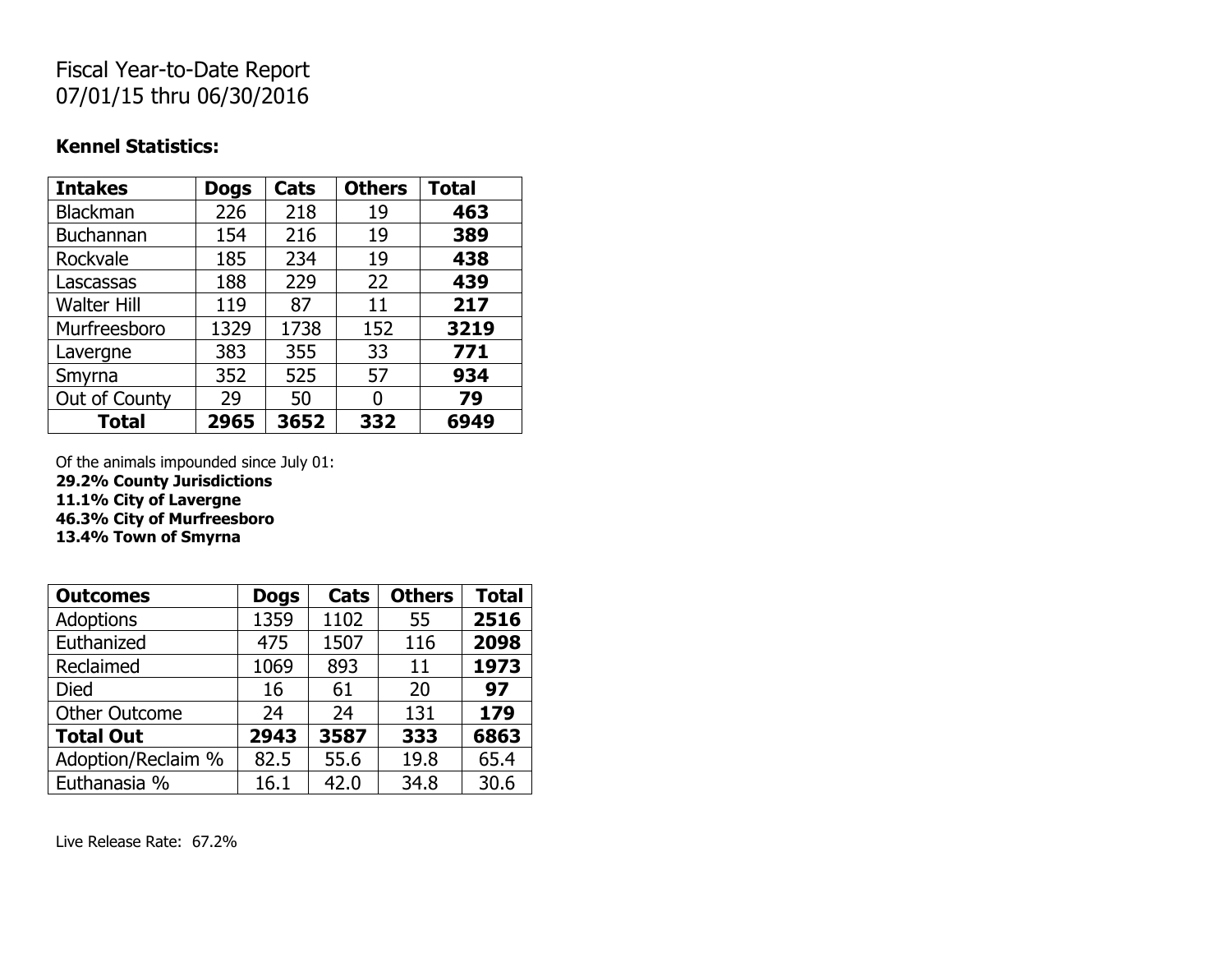Fiscal Year-to-Date Report
07/01/15 thru 06/30/2016

**Kennel Statistics:**

| **Intakes** | **Dogs** | **Cats** | **Others** | **Total** |
|---|---|---|---|---|
| Blackman | 226 | 218 | 19 | **463** |
| Buchannan | 154 | 216 | 19 | **389** |
| Rockvale | 185 | 234 | 19 | **438** |
| Lascassas | 188 | 229 | 22 | **439** |
| Walter Hill | 119 | 87 | 11 | **217** |
| Murfreesboro | 1329 | 1738 | 152 | **3219** |
| Lavergne | 383 | 355 | 33 | **771** |
| Smyrna | 352 | 525 | 57 | **934** |
| Out of County | 29 | 50 | 0 | **79** |
| **Total** | **2965** | **3652** | **332** | **6949** |

Of the animals impounded since July 01:
**29.2% County Jurisdictions**
**11.1% City of Lavergne**
**46.3% City of Murfreesboro**
**13.4% Town of Smyrna**

| **Outcomes** | **Dogs** | **Cats** | **Others** | **Total** |
|---|---|---|---|---|
| Adoptions | 1359 | 1102 | 55 | **2516** |
| Euthanized | 475 | 1507 | 116 | **2098** |
| Reclaimed | 1069 | 893 | 11 | **1973** |
| Died | 16 | 61 | 20 | **97** |
| Other Outcome | 24 | 24 | 131 | **179** |
| **Total Out** | **2943** | **3587** | **333** | **6863** |
| Adoption/Reclaim % | 82.5 | 55.6 | 19.8 | 65.4 |
| Euthanasia % | 16.1 | 42.0 | 34.8 | 30.6 |

Live Release Rate: 67.2%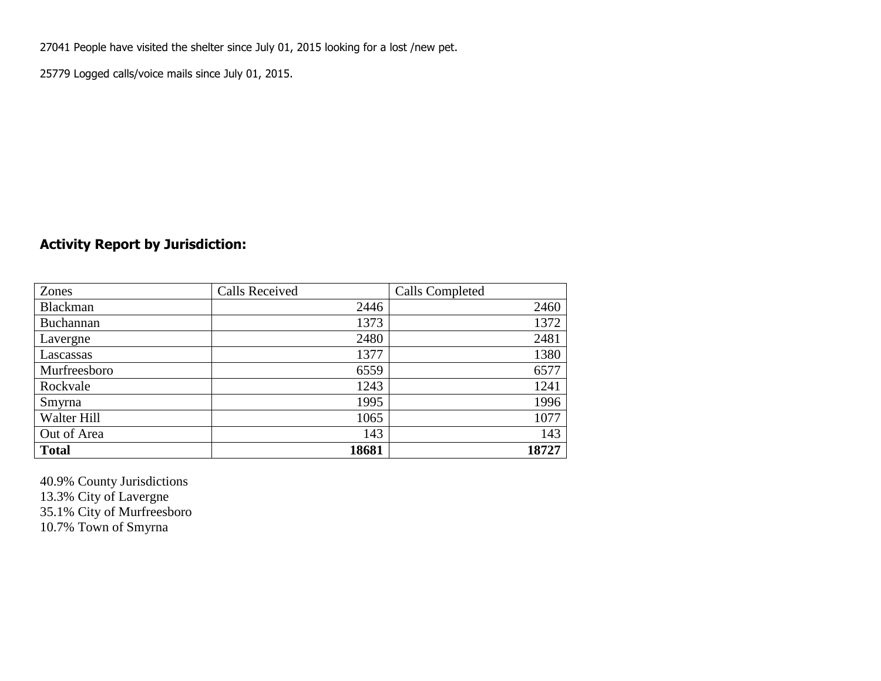27041 People have visited the shelter since July 01, 2015 looking for a lost /new pet.

25779 Logged calls/voice mails since July 01, 2015.

## Activity Report by Jurisdiction:

| Zones | Calls Received | Calls Completed |
|---|---|---|
| Blackman | 2446 | 2460 |
| Buchannan | 1373 | 1372 |
| Lavergne | 2480 | 2481 |
| Lascassas | 1377 | 1380 |
| Murfreesboro | 6559 | 6577 |
| Rockvale | 1243 | 1241 |
| Smyrna | 1995 | 1996 |
| Walter Hill | 1065 | 1077 |
| Out of Area | 143 | 143 |
| **Total** | **18681** | **18727** |

40.9% County Jurisdictions
13.3% City of Lavergne
35.1% City of Murfreesboro
10.7% Town of Smyrna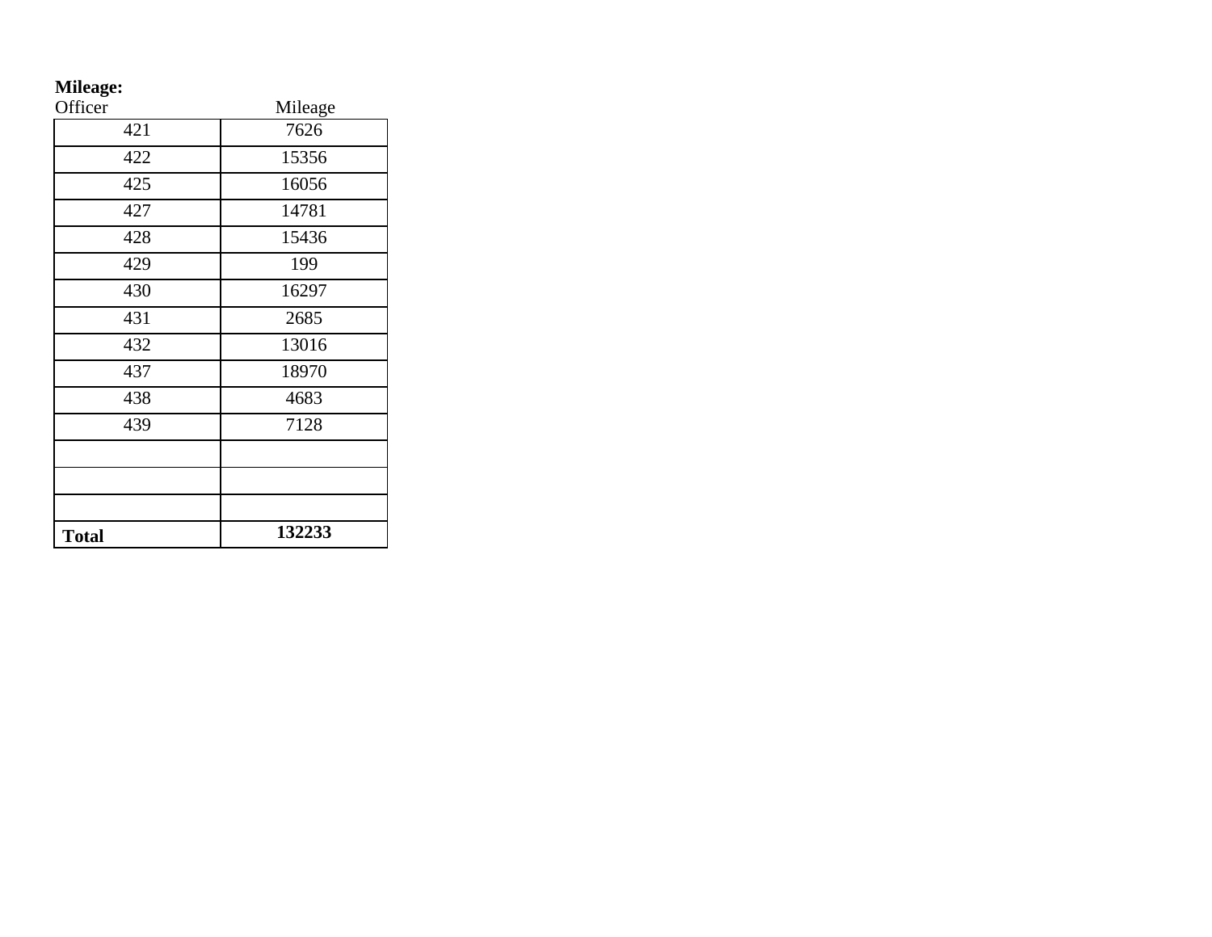**Mileage:**

| Officer | Mileage |
|---|---|
| 421 | 7626 |
| 422 | 15356 |
| 425 | 16056 |
| 427 | 14781 |
| 428 | 15436 |
| 429 | 199 |
| 430 | 16297 |
| 431 | 2685 |
| 432 | 13016 |
| 437 | 18970 |
| 438 | 4683 |
| 439 | 7128 |
| | |
| | |
| | |
| **Total** | **132233** |